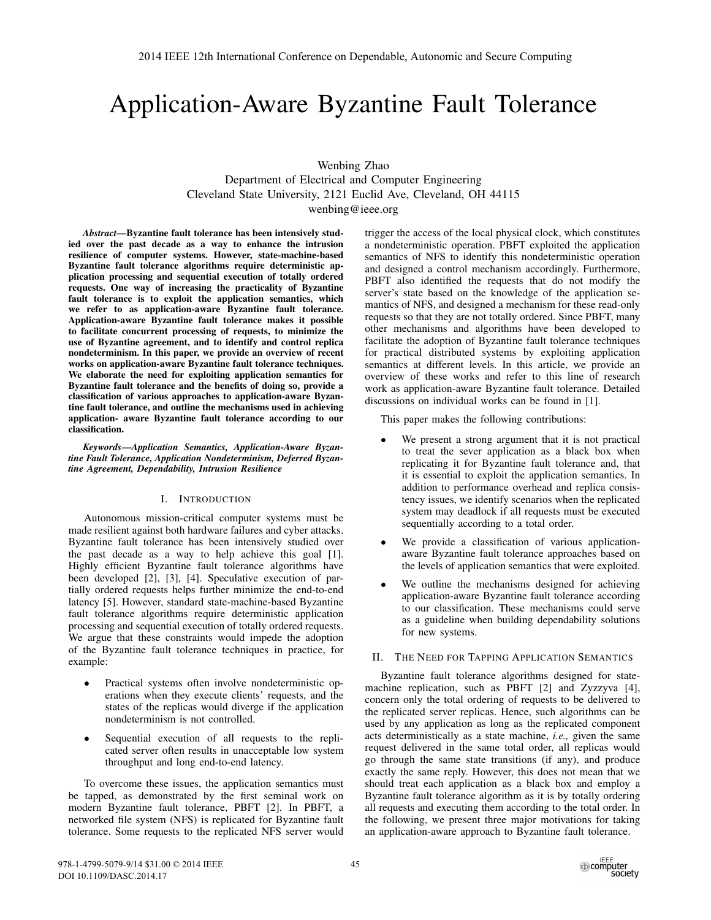# Application-Aware Byzantine Fault Tolerance

Wenbing Zhao
Department of Electrical and Computer Engineering
Cleveland State University, 2121 Euclid Ave, Cleveland, OH 44115
wenbing@ieee.org

***Abstract*—Byzantine fault tolerance has been intensively studied over the past decade as a way to enhance the intrusion resilience of computer systems. However, state-machine-based Byzantine fault tolerance algorithms require deterministic application processing and sequential execution of totally ordered requests. One way of increasing the practicality of Byzantine fault tolerance is to exploit the application semantics, which we refer to as application-aware Byzantine fault tolerance. Application-aware Byzantine fault tolerance makes it possible to facilitate concurrent processing of requests, to minimize the use of Byzantine agreement, and to identify and control replica nondeterminism. In this paper, we provide an overview of recent works on application-aware Byzantine fault tolerance techniques. We elaborate the need for exploiting application semantics for Byzantine fault tolerance and the benefits of doing so, provide a classification of various approaches to application-aware Byzantine fault tolerance, and outline the mechanisms used in achieving application- aware Byzantine fault tolerance according to our classification.**

***Keywords*—*Application Semantics, Application-Aware Byzantine Fault Tolerance, Application Nondeterminism, Deferred Byzantine Agreement, Dependability, Intrusion Resilience***

## I. Introduction

Autonomous mission-critical computer systems must be made resilient against both hardware failures and cyber attacks. Byzantine fault tolerance has been intensively studied over the past decade as a way to help achieve this goal [1]. Highly efficient Byzantine fault tolerance algorithms have been developed [2], [3], [4]. Speculative execution of partially ordered requests helps further minimize the end-to-end latency [5]. However, standard state-machine-based Byzantine fault tolerance algorithms require deterministic application processing and sequential execution of totally ordered requests. We argue that these constraints would impede the adoption of the Byzantine fault tolerance techniques in practice, for example:

- Practical systems often involve nondeterministic operations when they execute clients' requests, and the states of the replicas would diverge if the application nondeterminism is not controlled.
- Sequential execution of all requests to the replicated server often results in unacceptable low system throughput and long end-to-end latency.

To overcome these issues, the application semantics must be tapped, as demonstrated by the first seminal work on modern Byzantine fault tolerance, PBFT [2]. In PBFT, a networked file system (NFS) is replicated for Byzantine fault tolerance. Some requests to the replicated NFS server would trigger the access of the local physical clock, which constitutes a nondeterministic operation. PBFT exploited the application semantics of NFS to identify this nondeterministic operation and designed a control mechanism accordingly. Furthermore, PBFT also identified the requests that do not modify the server's state based on the knowledge of the application semantics of NFS, and designed a mechanism for these read-only requests so that they are not totally ordered. Since PBFT, many other mechanisms and algorithms have been developed to facilitate the adoption of Byzantine fault tolerance techniques for practical distributed systems by exploiting application semantics at different levels. In this article, we provide an overview of these works and refer to this line of research work as application-aware Byzantine fault tolerance. Detailed discussions on individual works can be found in [1].

This paper makes the following contributions:

- We present a strong argument that it is not practical to treat the sever application as a black box when replicating it for Byzantine fault tolerance and, that it is essential to exploit the application semantics. In addition to performance overhead and replica consistency issues, we identify scenarios when the replicated system may deadlock if all requests must be executed sequentially according to a total order.
- We provide a classification of various application-aware Byzantine fault tolerance approaches based on the levels of application semantics that were exploited.
- We outline the mechanisms designed for achieving application-aware Byzantine fault tolerance according to our classification. These mechanisms could serve as a guideline when building dependability solutions for new systems.

## II. The Need for Tapping Application Semantics

Byzantine fault tolerance algorithms designed for state-machine replication, such as PBFT [2] and Zyzzyva [4], concern only the total ordering of requests to be delivered to the replicated server replicas. Hence, such algorithms can be used by any application as long as the replicated component acts deterministically as a state machine, *i.e.,* given the same request delivered in the same total order, all replicas would go through the same state transitions (if any), and produce exactly the same reply. However, this does not mean that we should treat each application as a black box and employ a Byzantine fault tolerance algorithm as it is by totally ordering all requests and executing them according to the total order. In the following, we present three major motivations for taking an application-aware approach to Byzantine fault tolerance.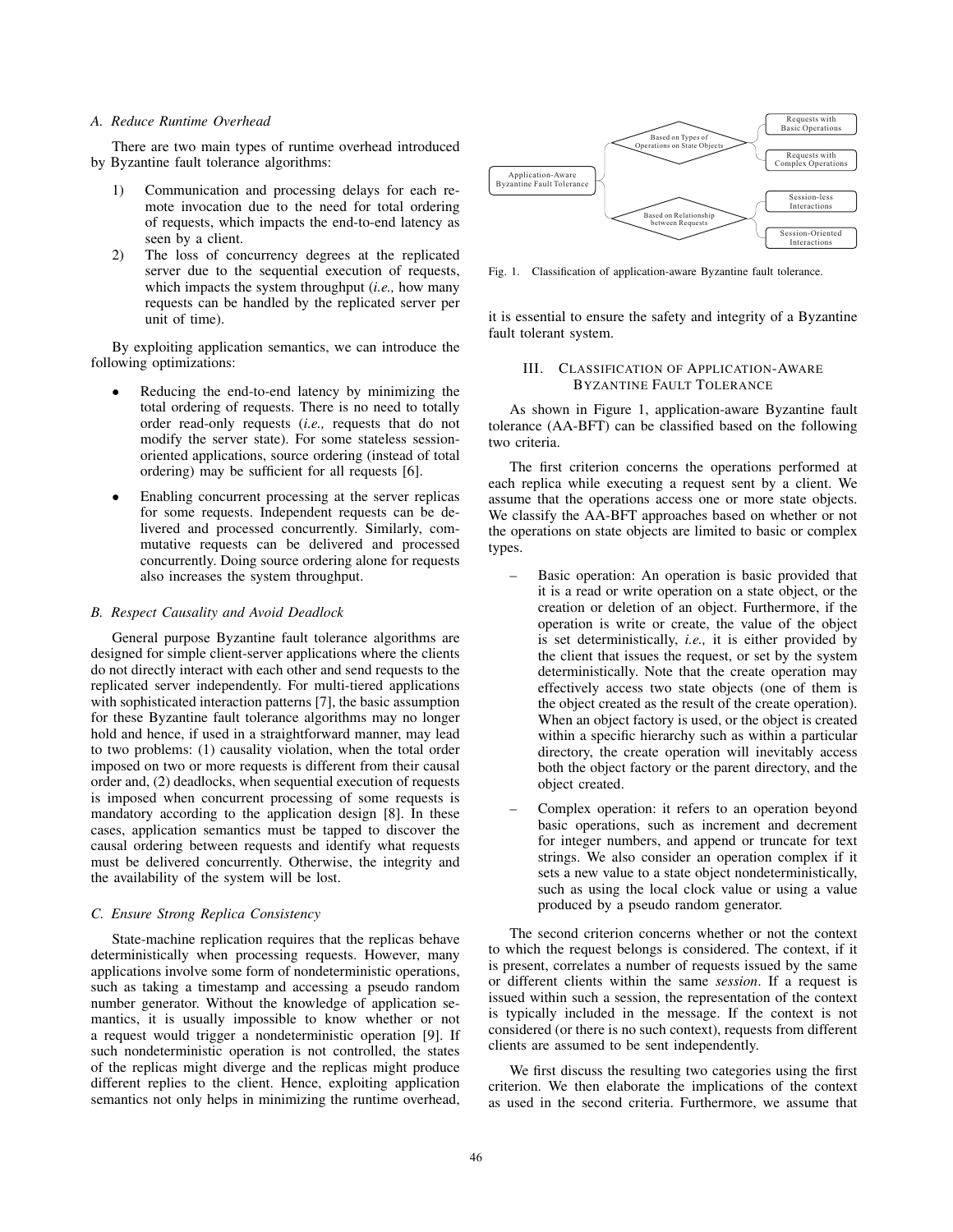### A. Reduce Runtime Overhead

There are two main types of runtime overhead introduced by Byzantine fault tolerance algorithms:

1) Communication and processing delays for each remote invocation due to the need for total ordering of requests, which impacts the end-to-end latency as seen by a client.
2) The loss of concurrency degrees at the replicated server due to the sequential execution of requests, which impacts the system throughput (*i.e.,* how many requests can be handled by the replicated server per unit of time).

By exploiting application semantics, we can introduce the following optimizations:

- Reducing the end-to-end latency by minimizing the total ordering of requests. There is no need to totally order read-only requests (*i.e.,* requests that do not modify the server state). For some stateless session-oriented applications, source ordering (instead of total ordering) may be sufficient for all requests [6].
- Enabling concurrent processing at the server replicas for some requests. Independent requests can be delivered and processed concurrently. Similarly, commutative requests can be delivered and processed concurrently. Doing source ordering alone for requests also increases the system throughput.

### B. Respect Causality and Avoid Deadlock

General purpose Byzantine fault tolerance algorithms are designed for simple client-server applications where the clients do not directly interact with each other and send requests to the replicated server independently. For multi-tiered applications with sophisticated interaction patterns [7], the basic assumption for these Byzantine fault tolerance algorithms may no longer hold and hence, if used in a straightforward manner, may lead to two problems: (1) causality violation, when the total order imposed on two or more requests is different from their causal order and, (2) deadlocks, when sequential execution of requests is imposed when concurrent processing of some requests is mandatory according to the application design [8]. In these cases, application semantics must be tapped to discover the causal ordering between requests and identify what requests must be delivered concurrently. Otherwise, the integrity and the availability of the system will be lost.

### C. Ensure Strong Replica Consistency

State-machine replication requires that the replicas behave deterministically when processing requests. However, many applications involve some form of nondeterministic operations, such as taking a timestamp and accessing a pseudo random number generator. Without the knowledge of application semantics, it is usually impossible to know whether or not a request would trigger a nondeterministic operation [9]. If such nondeterministic operation is not controlled, the states of the replicas might diverge and the replicas might produce different replies to the client. Hence, exploiting application semantics not only helps in minimizing the runtime overhead, it is essential to ensure the safety and integrity of a Byzantine fault tolerant system.

Application-Aware Byzantine Fault Tolerance
Based on Types of Operations on State Objects
Requests with Basic Operations
Requests with Complex Operations
Based on Relationship between Requests
Session-less Interactions
Session-Oriented Interactions

Fig. 1. Classification of application-aware Byzantine fault tolerance.

## III. Classification of Application-Aware Byzantine Fault Tolerance

As shown in Figure 1, application-aware Byzantine fault tolerance (AA-BFT) can be classified based on the following two criteria.

The first criterion concerns the operations performed at each replica while executing a request sent by a client. We assume that the operations access one or more state objects. We classify the AA-BFT approaches based on whether or not the operations on state objects are limited to basic or complex types.

- Basic operation: An operation is basic provided that it is a read or write operation on a state object, or the creation or deletion of an object. Furthermore, if the operation is write or create, the value of the object is set deterministically, *i.e.,* it is either provided by the client that issues the request, or set by the system deterministically. Note that the create operation may effectively access two state objects (one of them is the object created as the result of the create operation). When an object factory is used, or the object is created within a specific hierarchy such as within a particular directory, the create operation will inevitably access both the object factory or the parent directory, and the object created.
- Complex operation: it refers to an operation beyond basic operations, such as increment and decrement for integer numbers, and append or truncate for text strings. We also consider an operation complex if it sets a new value to a state object nondeterministically, such as using the local clock value or using a value produced by a pseudo random generator.

The second criterion concerns whether or not the context to which the request belongs is considered. The context, if it is present, correlates a number of requests issued by the same or different clients within the same *session*. If a request is issued within such a session, the representation of the context is typically included in the message. If the context is not considered (or there is no such context), requests from different clients are assumed to be sent independently.

We first discuss the resulting two categories using the first criterion. We then elaborate the implications of the context as used in the second criteria. Furthermore, we assume that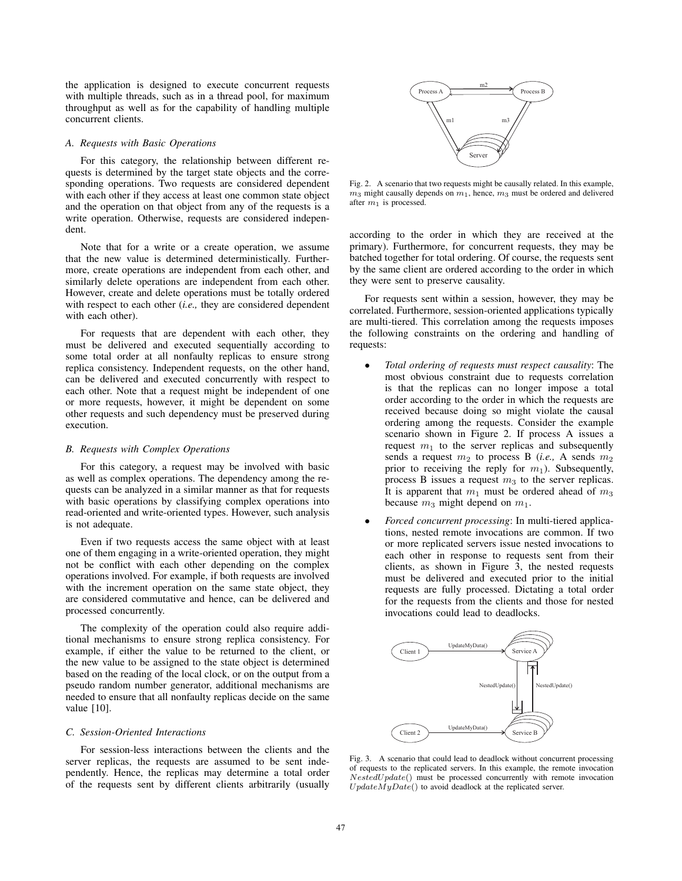the application is designed to execute concurrent requests with multiple threads, such as in a thread pool, for maximum throughput as well as for the capability of handling multiple concurrent clients.

### *A. Requests with Basic Operations*

For this category, the relationship between different requests is determined by the target state objects and the corresponding operations. Two requests are considered dependent with each other if they access at least one common state object and the operation on that object from any of the requests is a write operation. Otherwise, requests are considered independent.

Note that for a write or a create operation, we assume that the new value is determined deterministically. Furthermore, create operations are independent from each other, and similarly delete operations are independent from each other. However, create and delete operations must be totally ordered with respect to each other (*i.e.,* they are considered dependent with each other).

For requests that are dependent with each other, they must be delivered and executed sequentially according to some total order at all nonfaulty replicas to ensure strong replica consistency. Independent requests, on the other hand, can be delivered and executed concurrently with respect to each other. Note that a request might be independent of one or more requests, however, it might be dependent on some other requests and such dependency must be preserved during execution.

### *B. Requests with Complex Operations*

For this category, a request may be involved with basic as well as complex operations. The dependency among the requests can be analyzed in a similar manner as that for requests with basic operations by classifying complex operations into read-oriented and write-oriented types. However, such analysis is not adequate.

Even if two requests access the same object with at least one of them engaging in a write-oriented operation, they might not be conflict with each other depending on the complex operations involved. For example, if both requests are involved with the increment operation on the same state object, they are considered commutative and hence, can be delivered and processed concurrently.

The complexity of the operation could also require additional mechanisms to ensure strong replica consistency. For example, if either the value to be returned to the client, or the new value to be assigned to the state object is determined based on the reading of the local clock, or on the output from a pseudo random number generator, additional mechanisms are needed to ensure that all nonfaulty replicas decide on the same value [10].

### *C. Session-Oriented Interactions*

For session-less interactions between the clients and the server replicas, the requests are assumed to be sent independently. Hence, the replicas may determine a total order of the requests sent by different clients arbitrarily (usually according to the order in which they are received at the primary). Furthermore, for concurrent requests, they may be batched together for total ordering. Of course, the requests sent by the same client are ordered according to the order in which they were sent to preserve causality.

Fig. 2. A scenario that two requests might be causally related. In this example, $m_3$ might causally depends on $m_1$, hence, $m_3$ must be ordered and delivered after $m_1$ is processed.

For requests sent within a session, however, they may be correlated. Furthermore, session-oriented applications typically are multi-tiered. This correlation among the requests imposes the following constraints on the ordering and handling of requests:

- *Total ordering of requests must respect causality*: The most obvious constraint due to requests correlation is that the replicas can no longer impose a total order according to the order in which the requests are received because doing so might violate the causal ordering among the requests. Consider the example scenario shown in Figure 2. If process A issues a request $m_1$ to the server replicas and subsequently sends a request $m_2$ to process B (*i.e.,* A sends $m_2$ prior to receiving the reply for $m_1$). Subsequently, process B issues a request $m_3$ to the server replicas. It is apparent that $m_1$ must be ordered ahead of $m_3$ because $m_3$ might depend on $m_1$.
- *Forced concurrent processing*: In multi-tiered applications, nested remote invocations are common. If two or more replicated servers issue nested invocations to each other in response to requests sent from their clients, as shown in Figure 3, the nested requests must be delivered and executed prior to the initial requests are fully processed. Dictating a total order for the requests from the clients and those for nested invocations could lead to deadlocks.

Fig. 3. A scenario that could lead to deadlock without concurrent processing of requests to the replicated servers. In this example, the remote invocation $NestedUpdate()$ must be processed concurrently with remote invocation $UpdateMyDate()$ to avoid deadlock at the replicated server.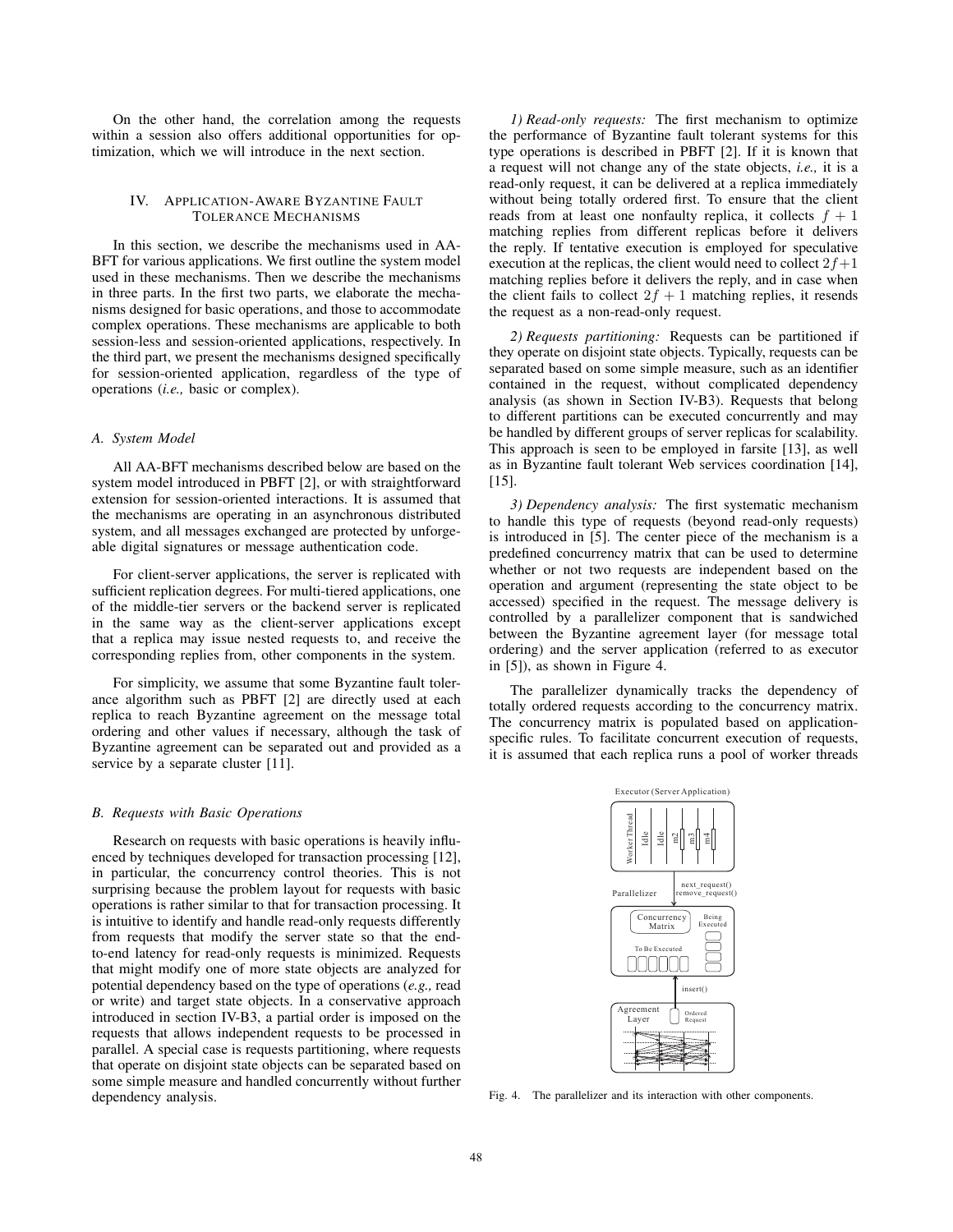On the other hand, the correlation among the requests within a session also offers additional opportunities for optimization, which we will introduce in the next section.

## IV. Application-Aware Byzantine Fault Tolerance Mechanisms

In this section, we describe the mechanisms used in AA-BFT for various applications. We first outline the system model used in these mechanisms. Then we describe the mechanisms in three parts. In the first two parts, we elaborate the mechanisms designed for basic operations, and those to accommodate complex operations. These mechanisms are applicable to both session-less and session-oriented applications, respectively. In the third part, we present the mechanisms designed specifically for session-oriented application, regardless of the type of operations (*i.e.,* basic or complex).

### A. System Model

All AA-BFT mechanisms described below are based on the system model introduced in PBFT [2], or with straightforward extension for session-oriented interactions. It is assumed that the mechanisms are operating in an asynchronous distributed system, and all messages exchanged are protected by unforgeable digital signatures or message authentication code.

For client-server applications, the server is replicated with sufficient replication degrees. For multi-tiered applications, one of the middle-tier servers or the backend server is replicated in the same way as the client-server applications except that a replica may issue nested requests to, and receive the corresponding replies from, other components in the system.

For simplicity, we assume that some Byzantine fault tolerance algorithm such as PBFT [2] are directly used at each replica to reach Byzantine agreement on the message total ordering and other values if necessary, although the task of Byzantine agreement can be separated out and provided as a service by a separate cluster [11].

### B. Requests with Basic Operations

Research on requests with basic operations is heavily influenced by techniques developed for transaction processing [12], in particular, the concurrency control theories. This is not surprising because the problem layout for requests with basic operations is rather similar to that for transaction processing. It is intuitive to identify and handle read-only requests differently from requests that modify the server state so that the end-to-end latency for read-only requests is minimized. Requests that might modify one of more state objects are analyzed for potential dependency based on the type of operations (*e.g.,* read or write) and target state objects. In a conservative approach introduced in section IV-B3, a partial order is imposed on the requests that allows independent requests to be processed in parallel. A special case is requests partitioning, where requests that operate on disjoint state objects can be separated based on some simple measure and handled concurrently without further dependency analysis.

*1) Read-only requests:* The first mechanism to optimize the performance of Byzantine fault tolerant systems for this type operations is described in PBFT [2]. If it is known that a request will not change any of the state objects, *i.e.,* it is a read-only request, it can be delivered at a replica immediately without being totally ordered first. To ensure that the client reads from at least one nonfaulty replica, it collects $f + 1$ matching replies from different replicas before it delivers the reply. If tentative execution is employed for speculative execution at the replicas, the client would need to collect $2f+1$ matching replies before it delivers the reply, and in case when the client fails to collect $2f + 1$ matching replies, it resends the request as a non-read-only request.

*2) Requests partitioning:* Requests can be partitioned if they operate on disjoint state objects. Typically, requests can be separated based on some simple measure, such as an identifier contained in the request, without complicated dependency analysis (as shown in Section IV-B3). Requests that belong to different partitions can be executed concurrently and may be handled by different groups of server replicas for scalability. This approach is seen to be employed in farsite [13], as well as in Byzantine fault tolerant Web services coordination [14], [15].

*3) Dependency analysis:* The first systematic mechanism to handle this type of requests (beyond read-only requests) is introduced in [5]. The center piece of the mechanism is a predefined concurrency matrix that can be used to determine whether or not two requests are independent based on the operation and argument (representing the state object to be accessed) specified in the request. The message delivery is controlled by a parallelizer component that is sandwiched between the Byzantine agreement layer (for message total ordering) and the server application (referred to as executor in [5]), as shown in Figure 4.

The parallelizer dynamically tracks the dependency of totally ordered requests according to the concurrency matrix. The concurrency matrix is populated based on application-specific rules. To facilitate concurrent execution of requests, it is assumed that each replica runs a pool of worker threads

Fig. 4. The parallelizer and its interaction with other components.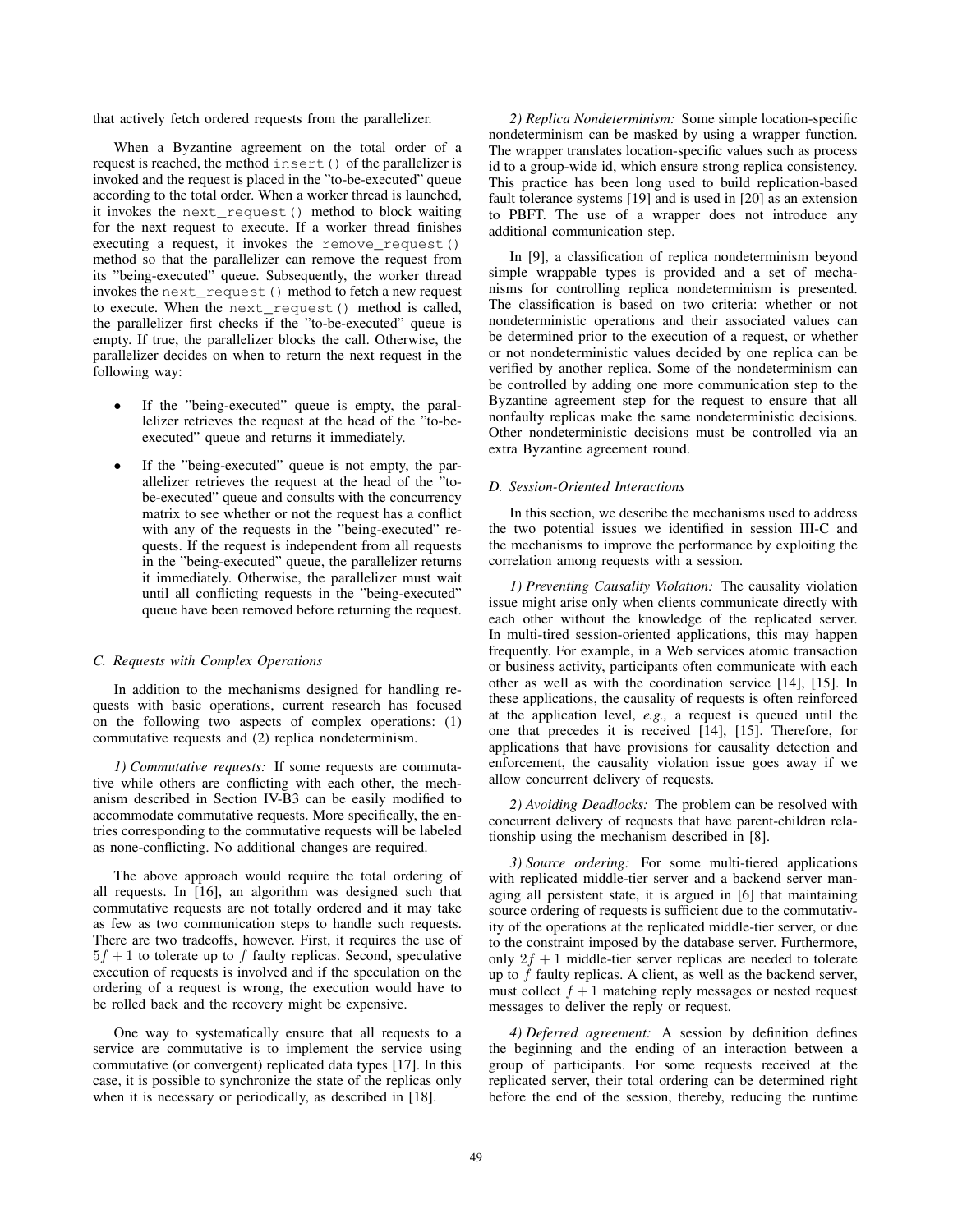that actively fetch ordered requests from the parallelizer.

When a Byzantine agreement on the total order of a request is reached, the method `insert()` of the parallelizer is invoked and the request is placed in the "to-be-executed" queue according to the total order. When a worker thread is launched, it invokes the `next_request()` method to block waiting for the next request to execute. If a worker thread finishes executing a request, it invokes the `remove_request()` method so that the parallelizer can remove the request from its "being-executed" queue. Subsequently, the worker thread invokes the `next_request()` method to fetch a new request to execute. When the `next_request()` method is called, the parallelizer first checks if the "to-be-executed" queue is empty. If true, the parallelizer blocks the call. Otherwise, the parallelizer decides on when to return the next request in the following way:

- If the "being-executed" queue is empty, the parallelizer retrieves the request at the head of the "to-be-executed" queue and returns it immediately.
- If the "being-executed" queue is not empty, the parallelizer retrieves the request at the head of the "to-be-executed" queue and consults with the concurrency matrix to see whether or not the request has a conflict with any of the requests in the "being-executed" requests. If the request is independent from all requests in the "being-executed" queue, the parallelizer returns it immediately. Otherwise, the parallelizer must wait until all conflicting requests in the "being-executed" queue have been removed before returning the request.

### C. Requests with Complex Operations

In addition to the mechanisms designed for handling requests with basic operations, current research has focused on the following two aspects of complex operations: (1) commutative requests and (2) replica nondeterminism.

*1) Commutative requests:* If some requests are commutative while others are conflicting with each other, the mechanism described in Section IV-B3 can be easily modified to accommodate commutative requests. More specifically, the entries corresponding to the commutative requests will be labeled as none-conflicting. No additional changes are required.

The above approach would require the total ordering of all requests. In [16], an algorithm was designed such that commutative requests are not totally ordered and it may take as few as two communication steps to handle such requests. There are two tradeoffs, however. First, it requires the use of $5f+1$ to tolerate up to $f$ faulty replicas. Second, speculative execution of requests is involved and if the speculation on the ordering of a request is wrong, the execution would have to be rolled back and the recovery might be expensive.

One way to systematically ensure that all requests to a service are commutative is to implement the service using commutative (or convergent) replicated data types [17]. In this case, it is possible to synchronize the state of the replicas only when it is necessary or periodically, as described in [18].

*2) Replica Nondeterminism:* Some simple location-specific nondeterminism can be masked by using a wrapper function. The wrapper translates location-specific values such as process id to a group-wide id, which ensure strong replica consistency. This practice has been long used to build replication-based fault tolerance systems [19] and is used in [20] as an extension to PBFT. The use of a wrapper does not introduce any additional communication step.

In [9], a classification of replica nondeterminism beyond simple wrappable types is provided and a set of mechanisms for controlling replica nondeterminism is presented. The classification is based on two criteria: whether or not nondeterministic operations and their associated values can be determined prior to the execution of a request, or whether or not nondeterministic values decided by one replica can be verified by another replica. Some of the nondeterminism can be controlled by adding one more communication step to the Byzantine agreement step for the request to ensure that all nonfaulty replicas make the same nondeterministic decisions. Other nondeterministic decisions must be controlled via an extra Byzantine agreement round.

### D. Session-Oriented Interactions

In this section, we describe the mechanisms used to address the two potential issues we identified in session III-C and the mechanisms to improve the performance by exploiting the correlation among requests with a session.

*1) Preventing Causality Violation:* The causality violation issue might arise only when clients communicate directly with each other without the knowledge of the replicated server. In multi-tired session-oriented applications, this may happen frequently. For example, in a Web services atomic transaction or business activity, participants often communicate with each other as well as with the coordination service [14], [15]. In these applications, the causality of requests is often reinforced at the application level, *e.g.,* a request is queued until the one that precedes it is received [14], [15]. Therefore, for applications that have provisions for causality detection and enforcement, the causality violation issue goes away if we allow concurrent delivery of requests.

*2) Avoiding Deadlocks:* The problem can be resolved with concurrent delivery of requests that have parent-children relationship using the mechanism described in [8].

*3) Source ordering:* For some multi-tiered applications with replicated middle-tier server and a backend server managing all persistent state, it is argued in [6] that maintaining source ordering of requests is sufficient due to the commutativity of the operations at the replicated middle-tier server, or due to the constraint imposed by the database server. Furthermore, only $2f+1$ middle-tier server replicas are needed to tolerate up to $f$ faulty replicas. A client, as well as the backend server, must collect $f+1$ matching reply messages or nested request messages to deliver the reply or request.

*4) Deferred agreement:* A session by definition defines the beginning and the ending of an interaction between a group of participants. For some requests received at the replicated server, their total ordering can be determined right before the end of the session, thereby, reducing the runtime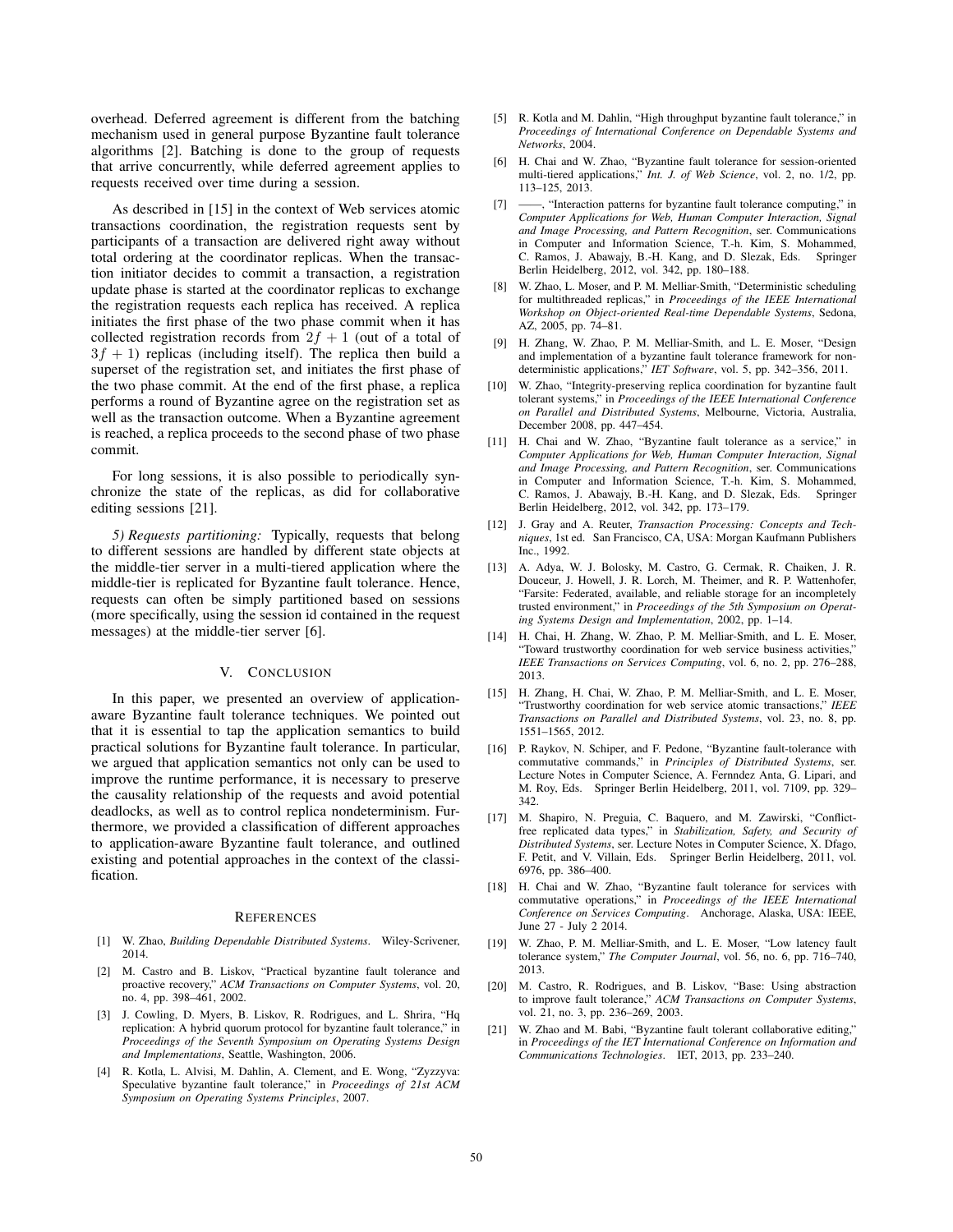overhead. Deferred agreement is different from the batching mechanism used in general purpose Byzantine fault tolerance algorithms [2]. Batching is done to the group of requests that arrive concurrently, while deferred agreement applies to requests received over time during a session.

As described in [15] in the context of Web services atomic transactions coordination, the registration requests sent by participants of a transaction are delivered right away without total ordering at the coordinator replicas. When the transaction initiator decides to commit a transaction, a registration update phase is started at the coordinator replicas to exchange the registration requests each replica has received. A replica initiates the first phase of the two phase commit when it has collected registration records from $2f + 1$ (out of a total of $3f + 1$) replicas (including itself). The replica then build a superset of the registration set, and initiates the first phase of the two phase commit. At the end of the first phase, a replica performs a round of Byzantine agree on the registration set as well as the transaction outcome. When a Byzantine agreement is reached, a replica proceeds to the second phase of two phase commit.

For long sessions, it is also possible to periodically synchronize the state of the replicas, as did for collaborative editing sessions [21].

*5) Requests partitioning:* Typically, requests that belong to different sessions are handled by different state objects at the middle-tier server in a multi-tiered application where the middle-tier is replicated for Byzantine fault tolerance. Hence, requests can often be simply partitioned based on sessions (more specifically, using the session id contained in the request messages) at the middle-tier server [6].

## V. Conclusion

In this paper, we presented an overview of application-aware Byzantine fault tolerance techniques. We pointed out that it is essential to tap the application semantics to build practical solutions for Byzantine fault tolerance. In particular, we argued that application semantics not only can be used to improve the runtime performance, it is necessary to preserve the causality relationship of the requests and avoid potential deadlocks, as well as to control replica nondeterminism. Furthermore, we provided a classification of different approaches to application-aware Byzantine fault tolerance, and outlined existing and potential approaches in the context of the classification.

## References

[1] W. Zhao, *Building Dependable Distributed Systems*. Wiley-Scrivener, 2014.

[2] M. Castro and B. Liskov, "Practical byzantine fault tolerance and proactive recovery," *ACM Transactions on Computer Systems*, vol. 20, no. 4, pp. 398–461, 2002.

[3] J. Cowling, D. Myers, B. Liskov, R. Rodrigues, and L. Shrira, "Hq replication: A hybrid quorum protocol for byzantine fault tolerance," in *Proceedings of the Seventh Symposium on Operating Systems Design and Implementations*, Seattle, Washington, 2006.

[4] R. Kotla, L. Alvisi, M. Dahlin, A. Clement, and E. Wong, "Zyzzyva: Speculative byzantine fault tolerance," in *Proceedings of 21st ACM Symposium on Operating Systems Principles*, 2007.

[5] R. Kotla and M. Dahlin, "High throughput byzantine fault tolerance," in *Proceedings of International Conference on Dependable Systems and Networks*, 2004.

[6] H. Chai and W. Zhao, "Byzantine fault tolerance for session-oriented multi-tiered applications," *Int. J. of Web Science*, vol. 2, no. 1/2, pp. 113–125, 2013.

[7] ——, "Interaction patterns for byzantine fault tolerance computing," in *Computer Applications for Web, Human Computer Interaction, Signal and Image Processing, and Pattern Recognition*, ser. Communications in Computer and Information Science, T.-h. Kim, S. Mohammed, C. Ramos, J. Abawajy, B.-H. Kang, and D. Slezak, Eds. Springer Berlin Heidelberg, 2012, vol. 342, pp. 180–188.

[8] W. Zhao, L. Moser, and P. M. Melliar-Smith, "Deterministic scheduling for multithreaded replicas," in *Proceedings of the IEEE International Workshop on Object-oriented Real-time Dependable Systems*, Sedona, AZ, 2005, pp. 74–81.

[9] H. Zhang, W. Zhao, P. M. Melliar-Smith, and L. E. Moser, "Design and implementation of a byzantine fault tolerance framework for non-deterministic applications," *IET Software*, vol. 5, pp. 342–356, 2011.

[10] W. Zhao, "Integrity-preserving replica coordination for byzantine fault tolerant systems," in *Proceedings of the IEEE International Conference on Parallel and Distributed Systems*, Melbourne, Victoria, Australia, December 2008, pp. 447–454.

[11] H. Chai and W. Zhao, "Byzantine fault tolerance as a service," in *Computer Applications for Web, Human Computer Interaction, Signal and Image Processing, and Pattern Recognition*, ser. Communications in Computer and Information Science, T.-h. Kim, S. Mohammed, C. Ramos, J. Abawajy, B.-H. Kang, and D. Slezak, Eds. Springer Berlin Heidelberg, 2012, vol. 342, pp. 173–179.

[12] J. Gray and A. Reuter, *Transaction Processing: Concepts and Techniques*, 1st ed. San Francisco, CA, USA: Morgan Kaufmann Publishers Inc., 1992.

[13] A. Adya, W. J. Bolosky, M. Castro, G. Cermak, R. Chaiken, J. R. Douceur, J. Howell, J. R. Lorch, M. Theimer, and R. P. Wattenhofer, "Farsite: Federated, available, and reliable storage for an incompletely trusted environment," in *Proceedings of the 5th Symposium on Operating Systems Design and Implementation*, 2002, pp. 1–14.

[14] H. Chai, H. Zhang, W. Zhao, P. M. Melliar-Smith, and L. E. Moser, "Toward trustworthy coordination for web service business activities," *IEEE Transactions on Services Computing*, vol. 6, no. 2, pp. 276–288, 2013.

[15] H. Zhang, H. Chai, W. Zhao, P. M. Melliar-Smith, and L. E. Moser, "Trustworthy coordination for web service atomic transactions," *IEEE Transactions on Parallel and Distributed Systems*, vol. 23, no. 8, pp. 1551–1565, 2012.

[16] P. Raykov, N. Schiper, and F. Pedone, "Byzantine fault-tolerance with commutative commands," in *Principles of Distributed Systems*, ser. Lecture Notes in Computer Science, A. Fernndez Anta, G. Lipari, and M. Roy, Eds. Springer Berlin Heidelberg, 2011, vol. 7109, pp. 329–342.

[17] M. Shapiro, N. Preguia, C. Baquero, and M. Zawirski, "Conflict-free replicated data types," in *Stabilization, Safety, and Security of Distributed Systems*, ser. Lecture Notes in Computer Science, X. Dfago, F. Petit, and V. Villain, Eds. Springer Berlin Heidelberg, 2011, vol. 6976, pp. 386–400.

[18] H. Chai and W. Zhao, "Byzantine fault tolerance for services with commutative operations," in *Proceedings of the IEEE International Conference on Services Computing*. Anchorage, Alaska, USA: IEEE, June 27 - July 2 2014.

[19] W. Zhao, P. M. Melliar-Smith, and L. E. Moser, "Low latency fault tolerance system," *The Computer Journal*, vol. 56, no. 6, pp. 716–740, 2013.

[20] M. Castro, R. Rodrigues, and B. Liskov, "Base: Using abstraction to improve fault tolerance," *ACM Transactions on Computer Systems*, vol. 21, no. 3, pp. 236–269, 2003.

[21] W. Zhao and M. Babi, "Byzantine fault tolerant collaborative editing," in *Proceedings of the IET International Conference on Information and Communications Technologies*. IET, 2013, pp. 233–240.